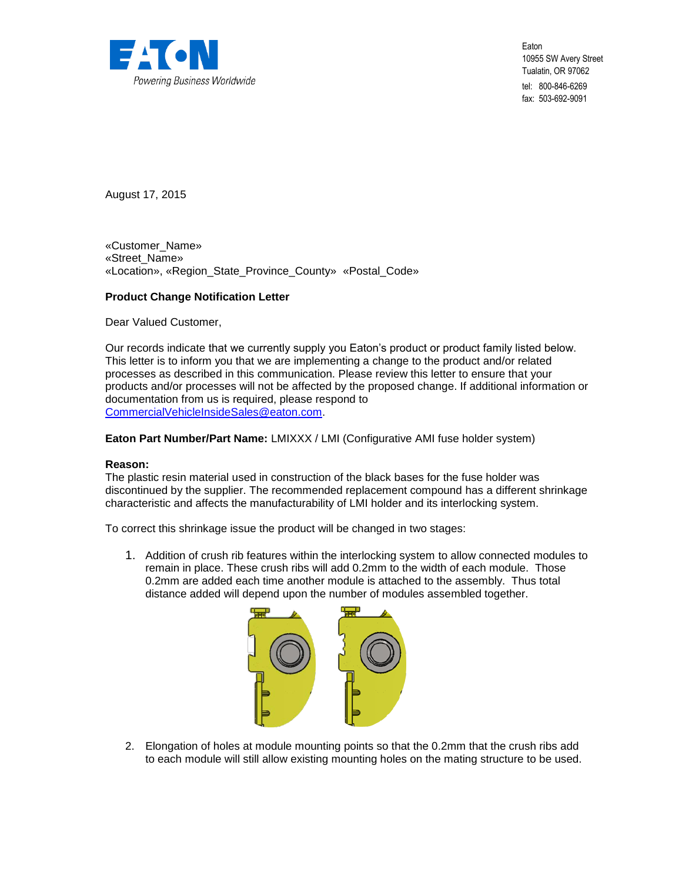Eaton
10955 SW Avery Street
Tualatin, OR 97062
tel: 800-846-6269
fax: 503-692-9091

August 17, 2015

«Customer_Name»
«Street_Name»
«Location», «Region_State_Province_County» «Postal_Code»

**Product Change Notification Letter**

Dear Valued Customer,

Our records indicate that we currently supply you Eaton's product or product family listed below. This letter is to inform you that we are implementing a change to the product and/or related processes as described in this communication. Please review this letter to ensure that your products and/or processes will not be affected by the proposed change. If additional information or documentation from us is required, please respond to CommercialVehicleInsideSales@eaton.com.

**Eaton Part Number/Part Name:** LMIXXX / LMI (Configurative AMI fuse holder system)

**Reason:**
The plastic resin material used in construction of the black bases for the fuse holder was discontinued by the supplier. The recommended replacement compound has a different shrinkage characteristic and affects the manufacturability of LMI holder and its interlocking system.

To correct this shrinkage issue the product will be changed in two stages:

1. Addition of crush rib features within the interlocking system to allow connected modules to remain in place. These crush ribs will add 0.2mm to the width of each module. Those 0.2mm are added each time another module is attached to the assembly. Thus total distance added will depend upon the number of modules assembled together.

2. Elongation of holes at module mounting points so that the 0.2mm that the crush ribs add to each module will still allow existing mounting holes on the mating structure to be used.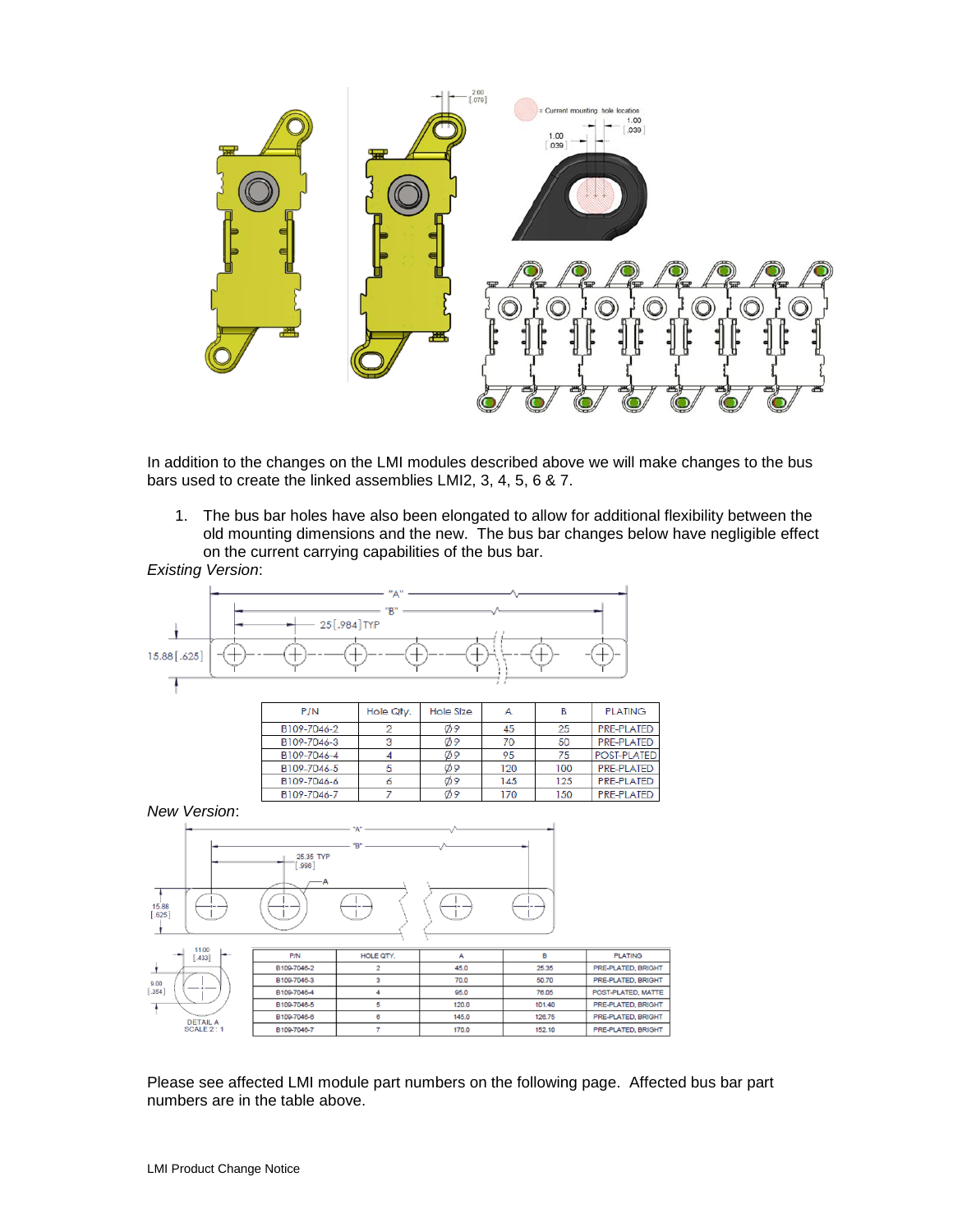2.00
[.079]

= Current mounting hole location

1.00
[.039]

1.00
[.039]

In addition to the changes on the LMI modules described above we will make changes to the bus bars used to create the linked assemblies LMI2, 3, 4, 5, 6 & 7.

1. The bus bar holes have also been elongated to allow for additional flexibility between the old mounting dimensions and the new. The bus bar changes below have negligible effect on the current carrying capabilities of the bus bar.

*Existing Version*:

"A"

"B"

25 [.984] TYP

15.88 [.625]

| P/N | Hole Qty. | Hole Size | A | B | PLATING |
|---|---|---|---|---|---|
| B109-7046-2 | 2 | Ø9 | 45 | 25 | PRE-PLATED |
| B109-7046-3 | 3 | Ø9 | 70 | 50 | PRE-PLATED |
| B109-7046-4 | 4 | Ø9 | 95 | 75 | POST-PLATED |
| B109-7046-5 | 5 | Ø9 | 120 | 100 | PRE-PLATED |
| B109-7046-6 | 6 | Ø9 | 145 | 125 | PRE-PLATED |
| B109-7046-7 | 7 | Ø9 | 170 | 150 | PRE-PLATED |

*New Version*:

"A"

"B"

25.35 TYP
[.998]

A

15.88
[.625]

11.00
[.433]

9.00
[.354]

DETAIL A
SCALE 2 : 1

| P/N | HOLE QTY. | A | B | PLATING |
|---|---|---|---|---|
| B109-7046-2 | 2 | 45.0 | 25.35 | PRE-PLATED, BRIGHT |
| B109-7046-3 | 3 | 70.0 | 50.70 | PRE-PLATED, BRIGHT |
| B109-7046-4 | 4 | 95.0 | 76.05 | POST-PLATED, MATTE |
| B109-7046-5 | 5 | 120.0 | 101.40 | PRE-PLATED, BRIGHT |
| B109-7046-6 | 6 | 145.0 | 126.75 | PRE-PLATED, BRIGHT |
| B109-7046-7 | 7 | 170.0 | 152.10 | PRE-PLATED, BRIGHT |

Please see affected LMI module part numbers on the following page. Affected bus bar part numbers are in the table above.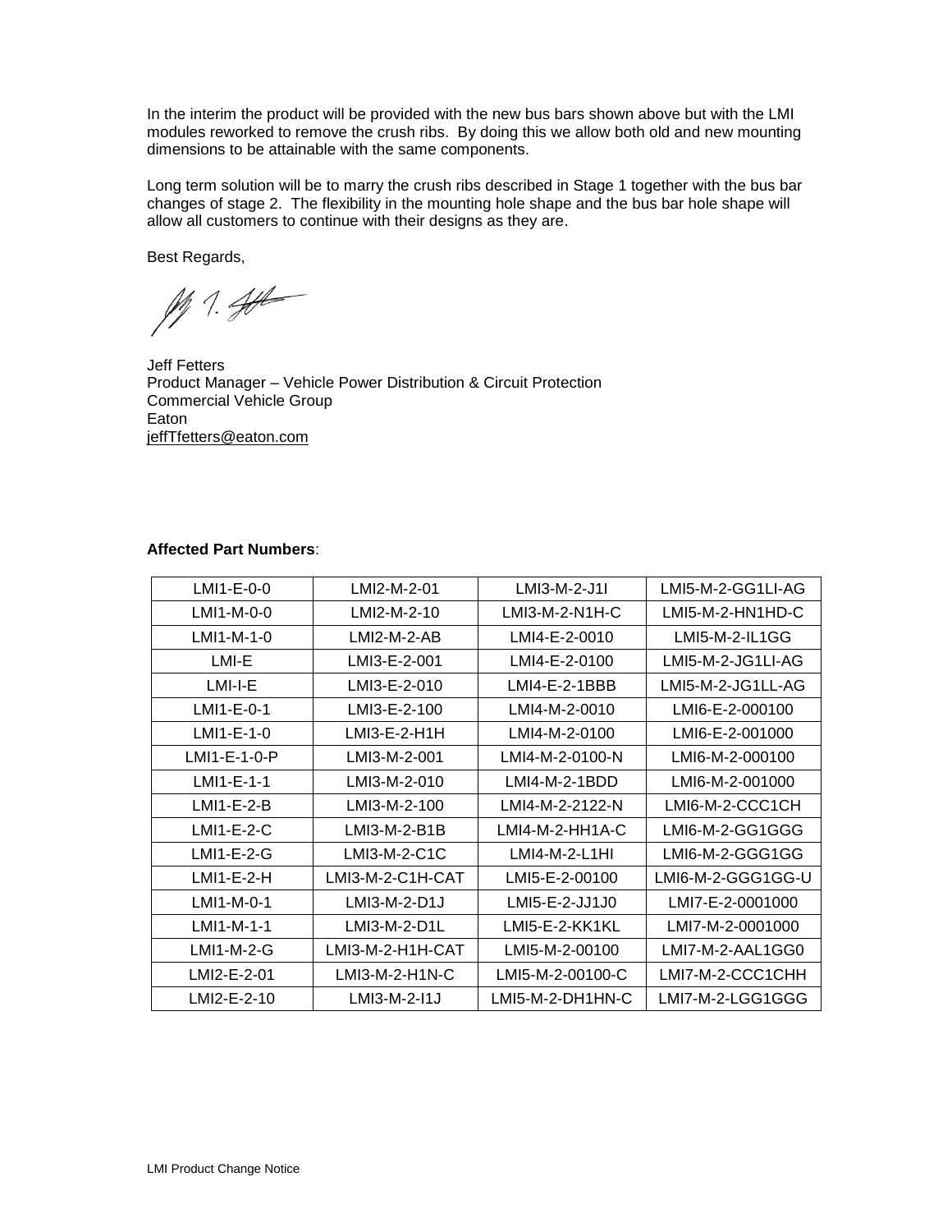In the interim the product will be provided with the new bus bars shown above but with the LMI modules reworked to remove the crush ribs. By doing this we allow both old and new mounting dimensions to be attainable with the same components.

Long term solution will be to marry the crush ribs described in Stage 1 together with the bus bar changes of stage 2. The flexibility in the mounting hole shape and the bus bar hole shape will allow all customers to continue with their designs as they are.

Best Regards,

Jeff Fetters
Product Manager – Vehicle Power Distribution & Circuit Protection
Commercial Vehicle Group
Eaton
jeffTfetters@eaton.com

**Affected Part Numbers**:

| | | | |
|---|---|---|---|
| LMI1-E-0-0 | LMI2-M-2-01 | LMI3-M-2-J1I | LMI5-M-2-GG1LI-AG |
| LMI1-M-0-0 | LMI2-M-2-10 | LMI3-M-2-N1H-C | LMI5-M-2-HN1HD-C |
| LMI1-M-1-0 | LMI2-M-2-AB | LMI4-E-2-0010 | LMI5-M-2-IL1GG |
| LMI-E | LMI3-E-2-001 | LMI4-E-2-0100 | LMI5-M-2-JG1LI-AG |
| LMI-I-E | LMI3-E-2-010 | LMI4-E-2-1BBB | LMI5-M-2-JG1LL-AG |
| LMI1-E-0-1 | LMI3-E-2-100 | LMI4-M-2-0010 | LMI6-E-2-000100 |
| LMI1-E-1-0 | LMI3-E-2-H1H | LMI4-M-2-0100 | LMI6-E-2-001000 |
| LMI1-E-1-0-P | LMI3-M-2-001 | LMI4-M-2-0100-N | LMI6-M-2-000100 |
| LMI1-E-1-1 | LMI3-M-2-010 | LMI4-M-2-1BDD | LMI6-M-2-001000 |
| LMI1-E-2-B | LMI3-M-2-100 | LMI4-M-2-2122-N | LMI6-M-2-CCC1CH |
| LMI1-E-2-C | LMI3-M-2-B1B | LMI4-M-2-HH1A-C | LMI6-M-2-GG1GGG |
| LMI1-E-2-G | LMI3-M-2-C1C | LMI4-M-2-L1HI | LMI6-M-2-GGG1GG |
| LMI1-E-2-H | LMI3-M-2-C1H-CAT | LMI5-E-2-00100 | LMI6-M-2-GGG1GG-U |
| LMI1-M-0-1 | LMI3-M-2-D1J | LMI5-E-2-JJ1J0 | LMI7-E-2-0001000 |
| LMI1-M-1-1 | LMI3-M-2-D1L | LMI5-E-2-KK1KL | LMI7-M-2-0001000 |
| LMI1-M-2-G | LMI3-M-2-H1H-CAT | LMI5-M-2-00100 | LMI7-M-2-AAL1GG0 |
| LMI2-E-2-01 | LMI3-M-2-H1N-C | LMI5-M-2-00100-C | LMI7-M-2-CCC1CHH |
| LMI2-E-2-10 | LMI3-M-2-I1J | LMI5-M-2-DH1HN-C | LMI7-M-2-LGG1GGG |